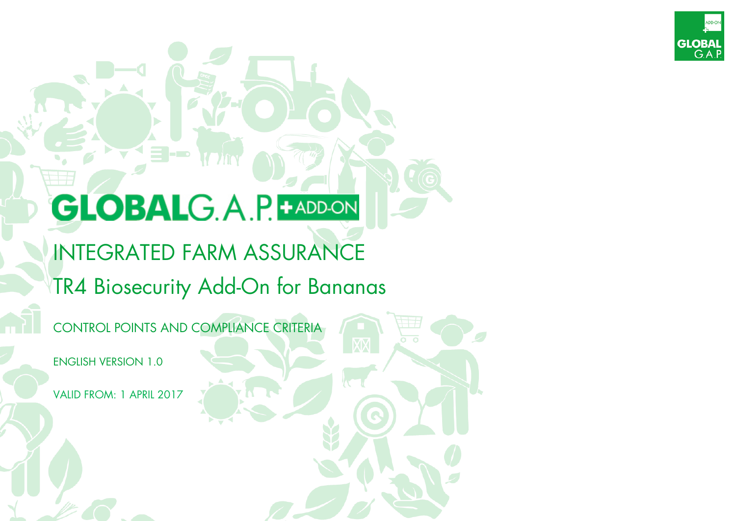# GLOBALG.A.P. ADD-ON

## INTEGRATED FARM ASSURANCE

## TR4 Biosecurity Add-On for Bananas

CONTROL POINTS AND COMPLIANCE CRITERIA

ENGLISH VERSION 1.0

VALID FROM: 1 APRIL 2017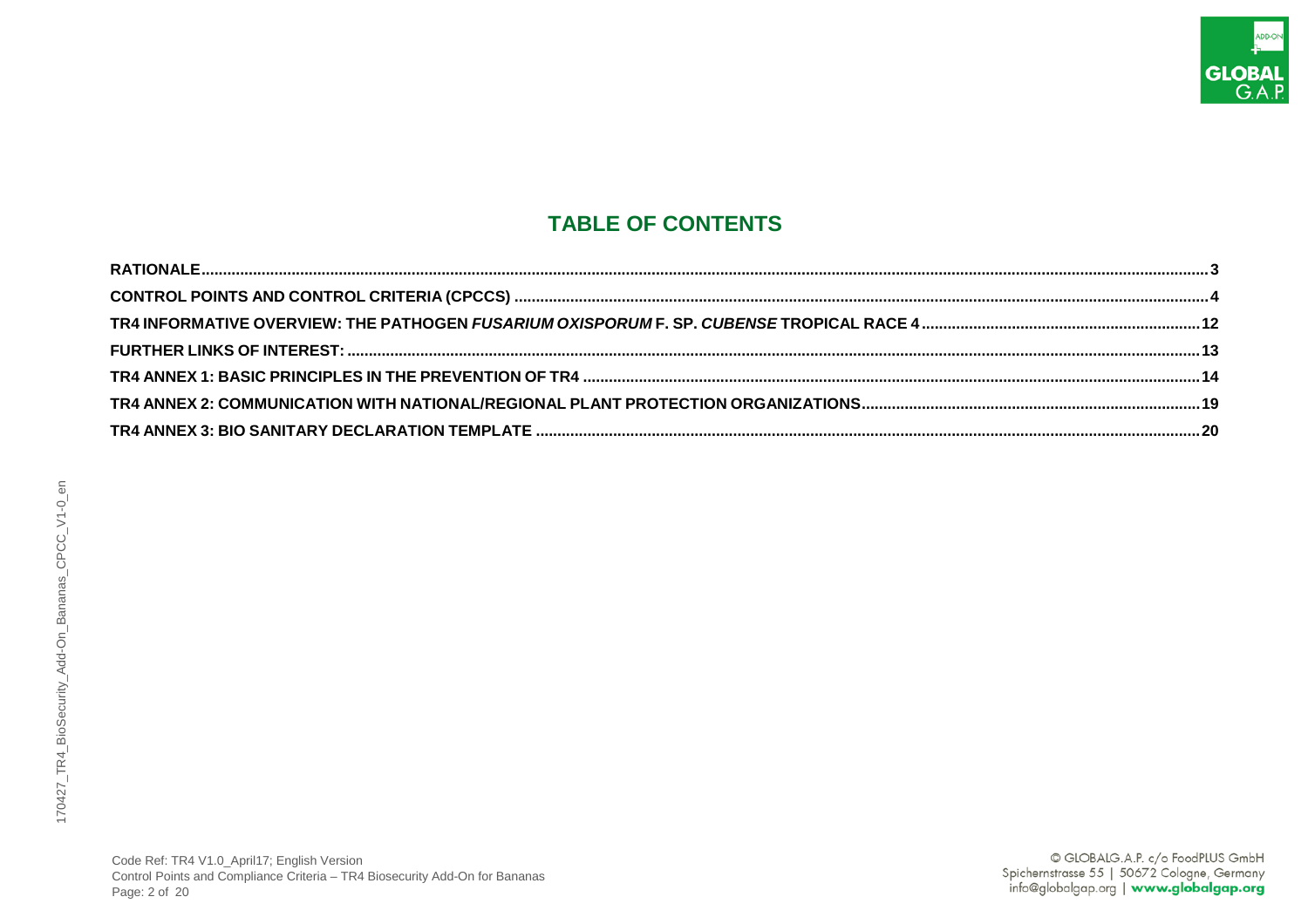# TABLE OF CONTENTS

**RATIONALE** ........ 3

**CONTROL POINTS AND CONTROL CRITERIA (CPCCS)** ........ 4

**TR4 INFORMATIVE OVERVIEW: THE PATHOGEN *FUSARIUM OXISPORUM* F. SP. *CUBENSE* TROPICAL RACE 4** ........ 12

**FURTHER LINKS OF INTEREST:** ........ 13

**TR4 ANNEX 1: BASIC PRINCIPLES IN THE PREVENTION OF TR4** ........ 14

**TR4 ANNEX 2: COMMUNICATION WITH NATIONAL/REGIONAL PLANT PROTECTION ORGANIZATIONS** ........ 19

**TR4 ANNEX 3: BIO SANITARY DECLARATION TEMPLATE** ........ 20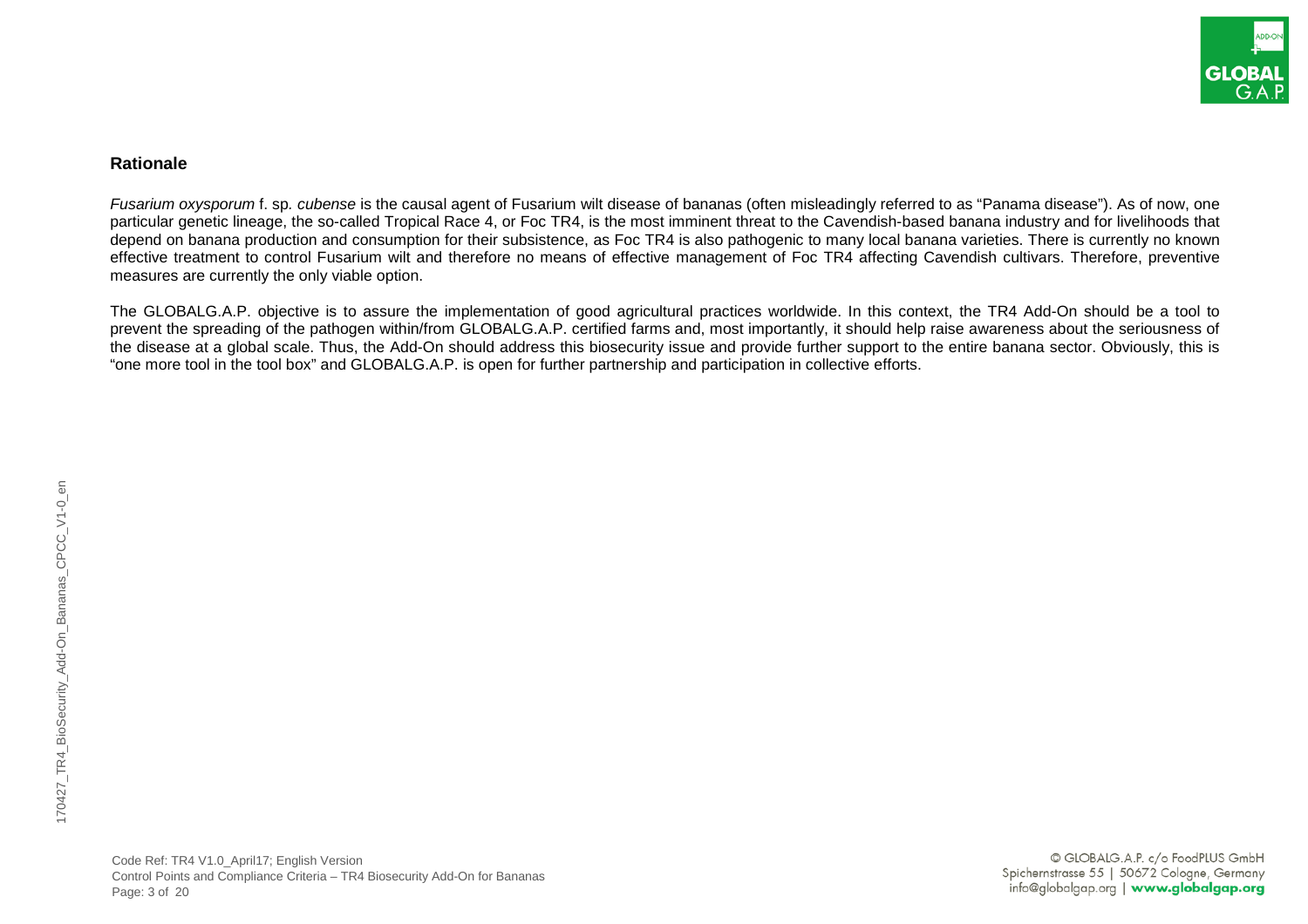## Rationale

*Fusarium oxysporum* f. sp. *cubense* is the causal agent of Fusarium wilt disease of bananas (often misleadingly referred to as "Panama disease"). As of now, one particular genetic lineage, the so-called Tropical Race 4, or Foc TR4, is the most imminent threat to the Cavendish-based banana industry and for livelihoods that depend on banana production and consumption for their subsistence, as Foc TR4 is also pathogenic to many local banana varieties. There is currently no known effective treatment to control Fusarium wilt and therefore no means of effective management of Foc TR4 affecting Cavendish cultivars. Therefore, preventive measures are currently the only viable option.

The GLOBALG.A.P. objective is to assure the implementation of good agricultural practices worldwide. In this context, the TR4 Add-On should be a tool to prevent the spreading of the pathogen within/from GLOBALG.A.P. certified farms and, most importantly, it should help raise awareness about the seriousness of the disease at a global scale. Thus, the Add-On should address this biosecurity issue and provide further support to the entire banana sector. Obviously, this is "one more tool in the tool box" and GLOBALG.A.P. is open for further partnership and participation in collective efforts.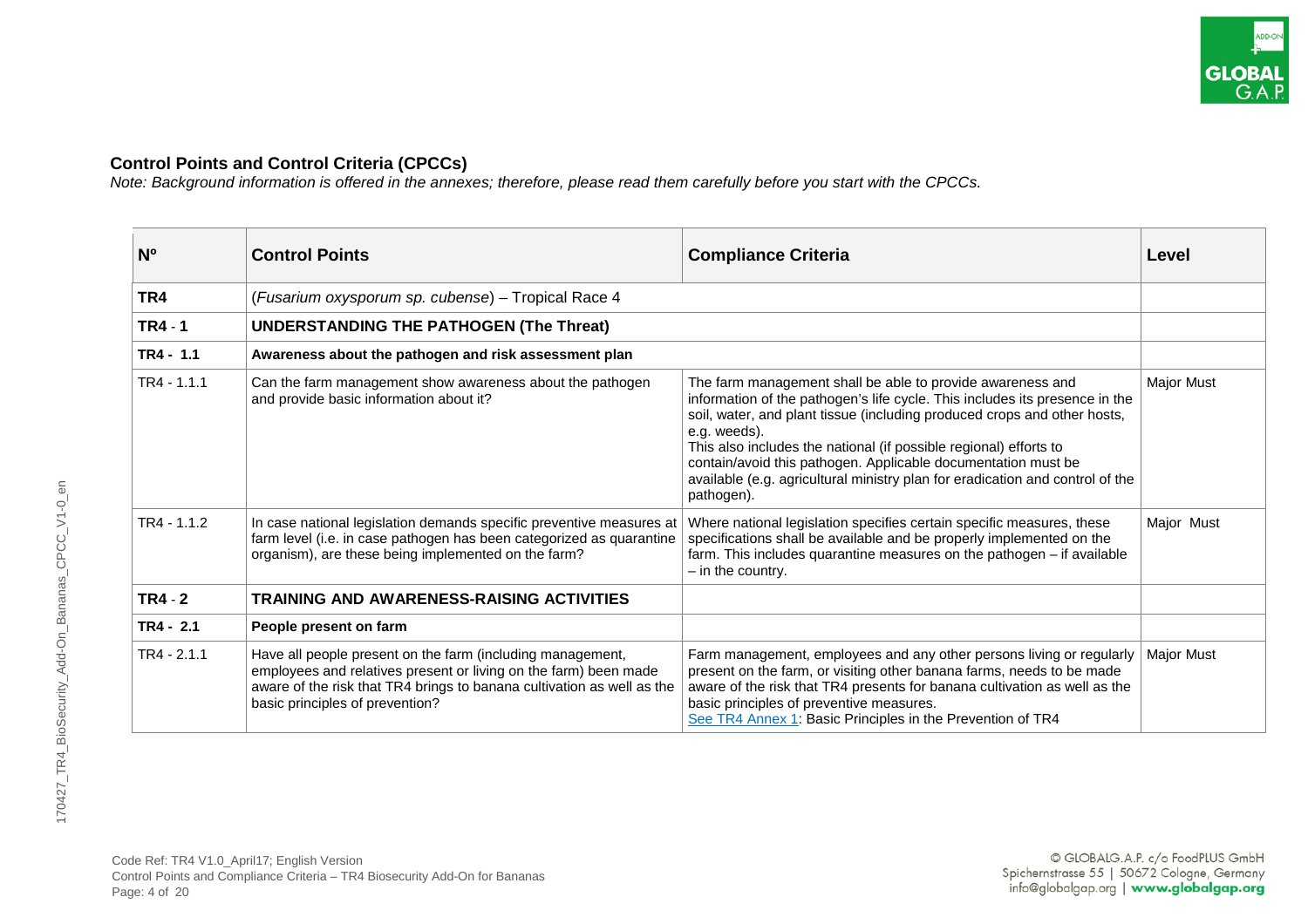**Control Points and Control Criteria (CPCCs)**

*Note: Background information is offered in the annexes; therefore, please read them carefully before you start with the CPCCs.*

| Nº | Control Points | Compliance Criteria | Level |
|---|---|---|---|
| **TR4** | (*Fusarium oxysporum sp. cubense*) – Tropical Race 4 | | |
| **TR4 - 1** | **UNDERSTANDING THE PATHOGEN (The Threat)** | | |
| **TR4 - 1.1** | **Awareness about the pathogen and risk assessment plan** | | |
| TR4 - 1.1.1 | Can the farm management show awareness about the pathogen and provide basic information about it? | The farm management shall be able to provide awareness and information of the pathogen's life cycle. This includes its presence in the soil, water, and plant tissue (including produced crops and other hosts, e.g. weeds).<br>This also includes the national (if possible regional) efforts to contain/avoid this pathogen. Applicable documentation must be available (e.g. agricultural ministry plan for eradication and control of the pathogen). | Major Must |
| TR4 - 1.1.2 | In case national legislation demands specific preventive measures at farm level (i.e. in case pathogen has been categorized as quarantine organism), are these being implemented on the farm? | Where national legislation specifies certain specific measures, these specifications shall be available and be properly implemented on the farm. This includes quarantine measures on the pathogen – if available – in the country. | Major Must |
| **TR4 - 2** | **TRAINING AND AWARENESS-RAISING ACTIVITIES** | | |
| **TR4 - 2.1** | **People present on farm** | | |
| TR4 - 2.1.1 | Have all people present on the farm (including management, employees and relatives present or living on the farm) been made aware of the risk that TR4 brings to banana cultivation as well as the basic principles of prevention? | Farm management, employees and any other persons living or regularly present on the farm, or visiting other banana farms, needs to be made aware of the risk that TR4 presents for banana cultivation as well as the basic principles of preventive measures.<br>See TR4 Annex 1: Basic Principles in the Prevention of TR4 | Major Must |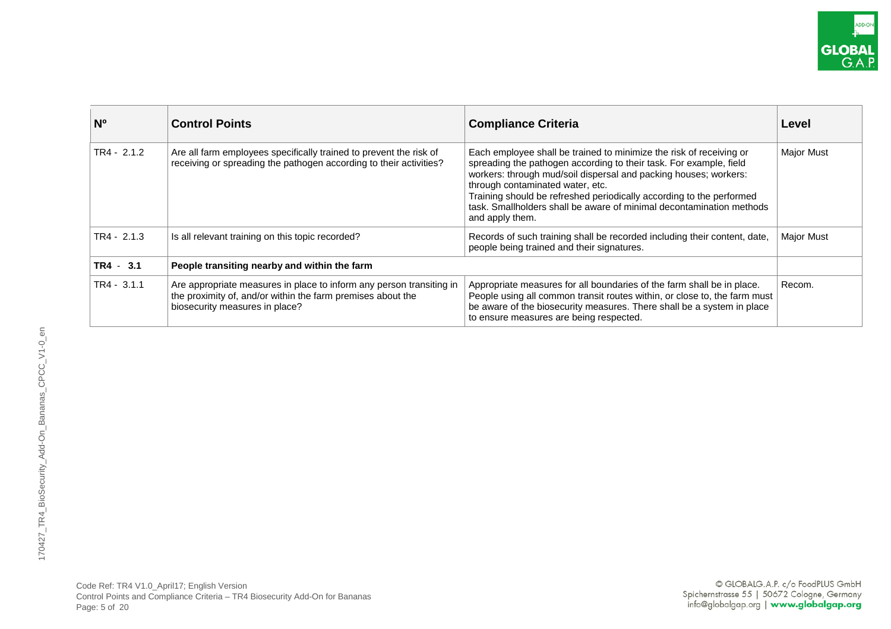| Nº | Control Points | Compliance Criteria | Level |
|---|---|---|---|
| TR4 - 2.1.2 | Are all farm employees specifically trained to prevent the risk of receiving or spreading the pathogen according to their activities? | Each employee shall be trained to minimize the risk of receiving or spreading the pathogen according to their task. For example, field workers: through mud/soil dispersal and packing houses; workers: through contaminated water, etc.<br>Training should be refreshed periodically according to the performed task. Smallholders shall be aware of minimal decontamination methods and apply them. | Major Must |
| TR4 - 2.1.3 | Is all relevant training on this topic recorded? | Records of such training shall be recorded including their content, date, people being trained and their signatures. | Major Must |
| **TR4 - 3.1** | **People transiting nearby and within the farm** | | |
| TR4 - 3.1.1 | Are appropriate measures in place to inform any person transiting in the proximity of, and/or within the farm premises about the biosecurity measures in place? | Appropriate measures for all boundaries of the farm shall be in place. People using all common transit routes within, or close to, the farm must be aware of the biosecurity measures. There shall be a system in place to ensure measures are being respected. | Recom. |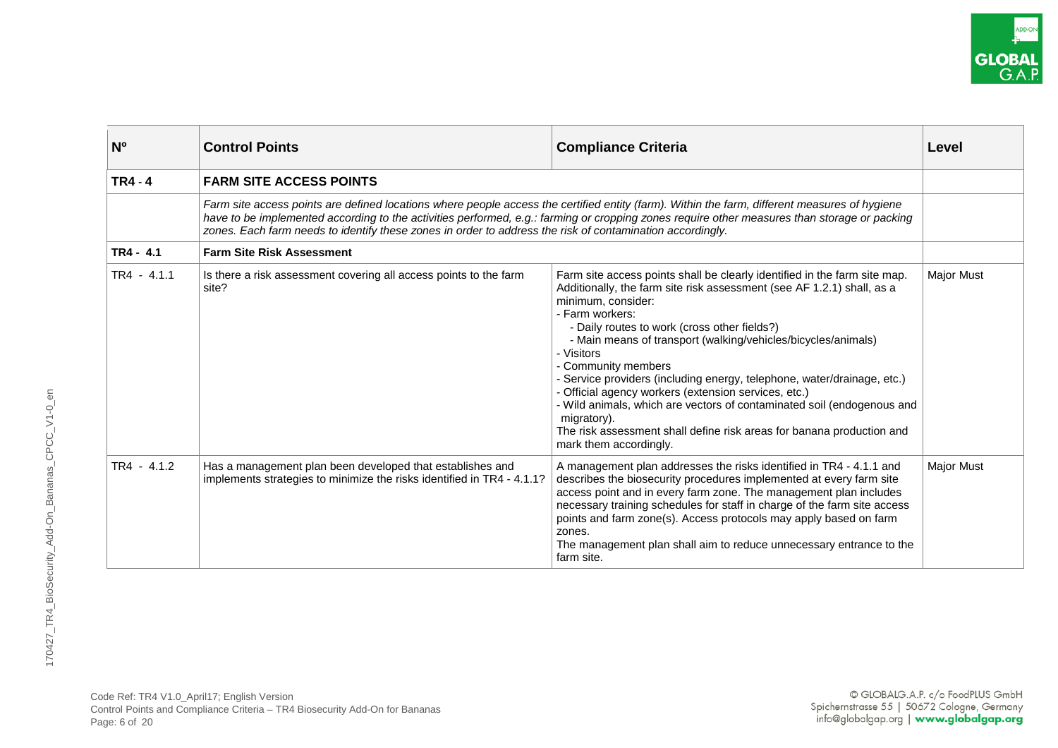| Nº | Control Points | Compliance Criteria | Level |
|---|---|---|---|
| **TR4 - 4** | **FARM SITE ACCESS POINTS** | | |
| | *Farm site access points are defined locations where people access the certified entity (farm). Within the farm, different measures of hygiene have to be implemented according to the activities performed, e.g.: farming or cropping zones require other measures than storage or packing zones. Each farm needs to identify these zones in order to address the risk of contamination accordingly.* | | |
| **TR4 - 4.1** | **Farm Site Risk Assessment** | | |
| TR4 - 4.1.1 | Is there a risk assessment covering all access points to the farm site? | Farm site access points shall be clearly identified in the farm site map. Additionally, the farm site risk assessment (see AF 1.2.1) shall, as a minimum, consider:<br>- Farm workers:<br>&nbsp;&nbsp;- Daily routes to work (cross other fields?)<br>&nbsp;&nbsp;- Main means of transport (walking/vehicles/bicycles/animals)<br>- Visitors<br>- Community members<br>- Service providers (including energy, telephone, water/drainage, etc.)<br>- Official agency workers (extension services, etc.)<br>- Wild animals, which are vectors of contaminated soil (endogenous and migratory).<br>The risk assessment shall define risk areas for banana production and mark them accordingly. | Major Must |
| TR4 - 4.1.2 | Has a management plan been developed that establishes and implements strategies to minimize the risks identified in TR4 - 4.1.1? | A management plan addresses the risks identified in TR4 - 4.1.1 and describes the biosecurity procedures implemented at every farm site access point and in every farm zone. The management plan includes necessary training schedules for staff in charge of the farm site access points and farm zone(s). Access protocols may apply based on farm zones.<br>The management plan shall aim to reduce unnecessary entrance to the farm site. | Major Must |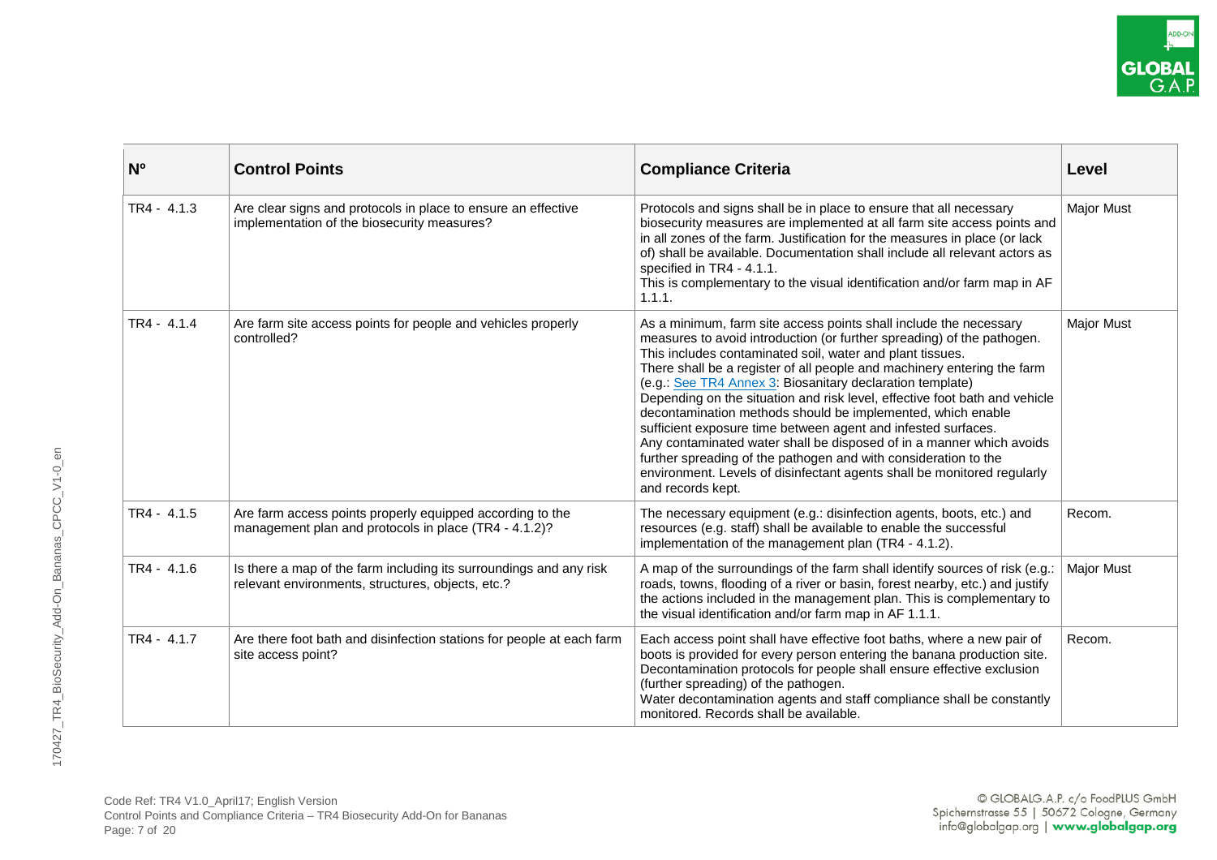| Nº | Control Points | Compliance Criteria | Level |
|---|---|---|---|
| TR4 - 4.1.3 | Are clear signs and protocols in place to ensure an effective implementation of the biosecurity measures? | Protocols and signs shall be in place to ensure that all necessary biosecurity measures are implemented at all farm site access points and in all zones of the farm. Justification for the measures in place (or lack of) shall be available. Documentation shall include all relevant actors as specified in TR4 - 4.1.1.<br>This is complementary to the visual identification and/or farm map in AF 1.1.1. | Major Must |
| TR4 - 4.1.4 | Are farm site access points for people and vehicles properly controlled? | As a minimum, farm site access points shall include the necessary measures to avoid introduction (or further spreading) of the pathogen. This includes contaminated soil, water and plant tissues.<br>There shall be a register of all people and machinery entering the farm (e.g.: See TR4 Annex 3: Biosanitary declaration template)<br>Depending on the situation and risk level, effective foot bath and vehicle decontamination methods should be implemented, which enable sufficient exposure time between agent and infested surfaces.<br>Any contaminated water shall be disposed of in a manner which avoids further spreading of the pathogen and with consideration to the environment. Levels of disinfectant agents shall be monitored regularly and records kept. | Major Must |
| TR4 - 4.1.5 | Are farm access points properly equipped according to the management plan and protocols in place (TR4 - 4.1.2)? | The necessary equipment (e.g.: disinfection agents, boots, etc.) and resources (e.g. staff) shall be available to enable the successful implementation of the management plan (TR4 - 4.1.2). | Recom. |
| TR4 - 4.1.6 | Is there a map of the farm including its surroundings and any risk relevant environments, structures, objects, etc.? | A map of the surroundings of the farm shall identify sources of risk (e.g.: roads, towns, flooding of a river or basin, forest nearby, etc.) and justify the actions included in the management plan. This is complementary to the visual identification and/or farm map in AF 1.1.1. | Major Must |
| TR4 - 4.1.7 | Are there foot bath and disinfection stations for people at each farm site access point? | Each access point shall have effective foot baths, where a new pair of boots is provided for every person entering the banana production site. Decontamination protocols for people shall ensure effective exclusion (further spreading) of the pathogen.<br>Water decontamination agents and staff compliance shall be constantly monitored. Records shall be available. | Recom. |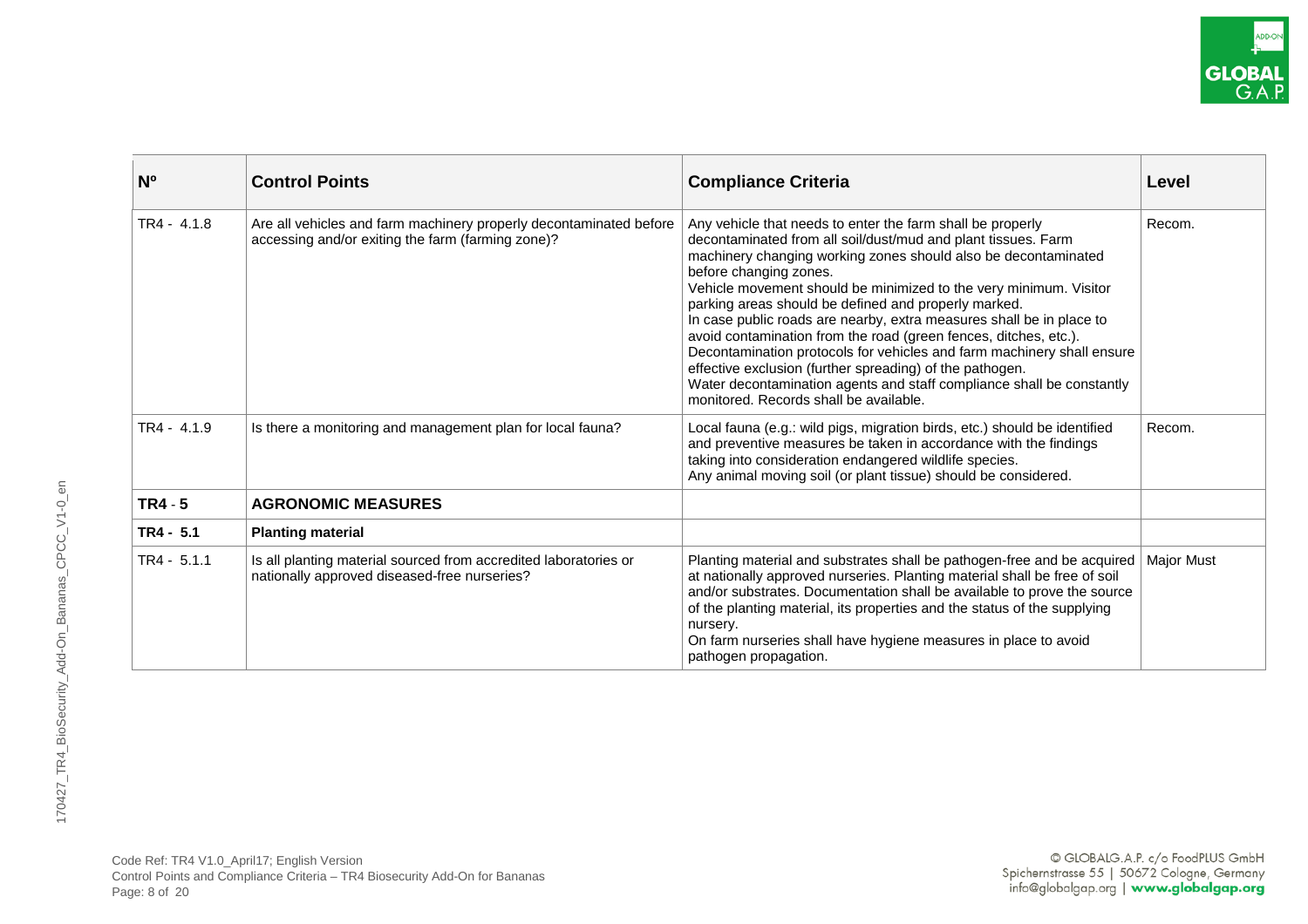| Nº | Control Points | Compliance Criteria | Level |
|---|---|---|---|
| TR4 - 4.1.8 | Are all vehicles and farm machinery properly decontaminated before accessing and/or exiting the farm (farming zone)? | Any vehicle that needs to enter the farm shall be properly decontaminated from all soil/dust/mud and plant tissues. Farm machinery changing working zones should also be decontaminated before changing zones.<br>Vehicle movement should be minimized to the very minimum. Visitor parking areas should be defined and properly marked.<br>In case public roads are nearby, extra measures shall be in place to avoid contamination from the road (green fences, ditches, etc.).<br>Decontamination protocols for vehicles and farm machinery shall ensure effective exclusion (further spreading) of the pathogen.<br>Water decontamination agents and staff compliance shall be constantly monitored. Records shall be available. | Recom. |
| TR4 - 4.1.9 | Is there a monitoring and management plan for local fauna? | Local fauna (e.g.: wild pigs, migration birds, etc.) should be identified and preventive measures be taken in accordance with the findings taking into consideration endangered wildlife species.<br>Any animal moving soil (or plant tissue) should be considered. | Recom. |
| **TR4 - 5** | **AGRONOMIC MEASURES** | | |
| **TR4 - 5.1** | **Planting material** | | |
| TR4 - 5.1.1 | Is all planting material sourced from accredited laboratories or nationally approved diseased-free nurseries? | Planting material and substrates shall be pathogen-free and be acquired at nationally approved nurseries. Planting material shall be free of soil and/or substrates. Documentation shall be available to prove the source of the planting material, its properties and the status of the supplying nursery.<br>On farm nurseries shall have hygiene measures in place to avoid pathogen propagation. | Major Must |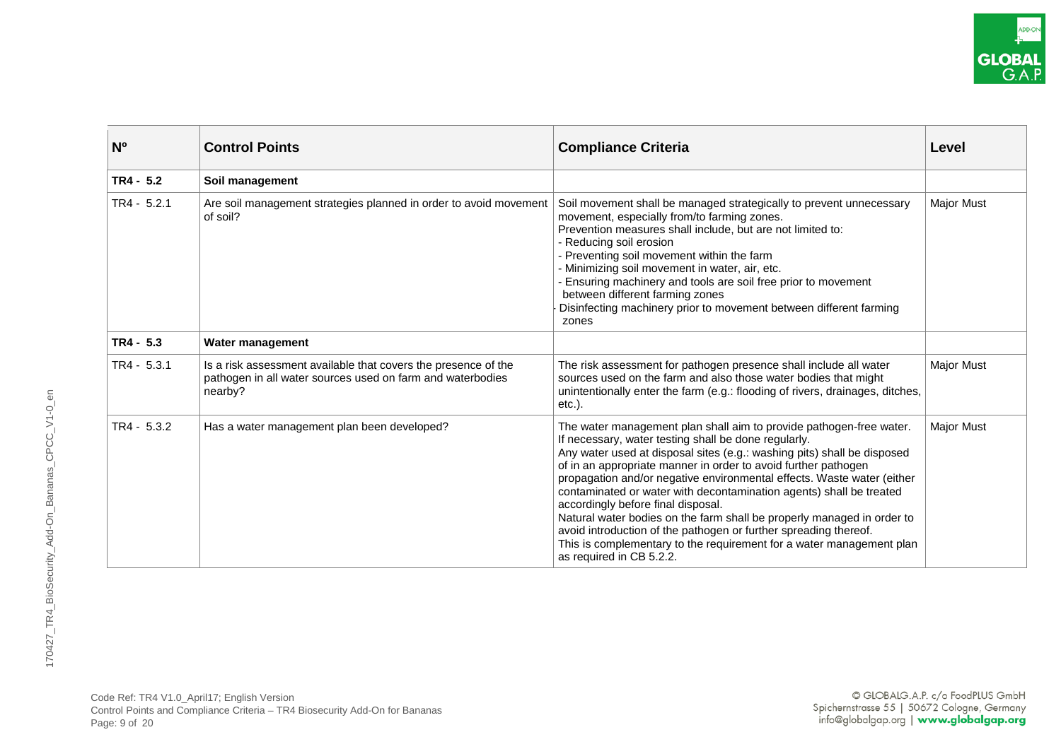| Nº | Control Points | Compliance Criteria | Level |
|---|---|---|---|
| **TR4 - 5.2** | **Soil management** | | |
| TR4 - 5.2.1 | Are soil management strategies planned in order to avoid movement of soil? | Soil movement shall be managed strategically to prevent unnecessary movement, especially from/to farming zones.<br>Prevention measures shall include, but are not limited to:<br>- Reducing soil erosion<br>- Preventing soil movement within the farm<br>- Minimizing soil movement in water, air, etc.<br>- Ensuring machinery and tools are soil free prior to movement between different farming zones<br>- Disinfecting machinery prior to movement between different farming zones | Major Must |
| **TR4 - 5.3** | **Water management** | | |
| TR4 - 5.3.1 | Is a risk assessment available that covers the presence of the pathogen in all water sources used on farm and waterbodies nearby? | The risk assessment for pathogen presence shall include all water sources used on the farm and also those water bodies that might unintentionally enter the farm (e.g.: flooding of rivers, drainages, ditches, etc.). | Major Must |
| TR4 - 5.3.2 | Has a water management plan been developed? | The water management plan shall aim to provide pathogen-free water. If necessary, water testing shall be done regularly.<br>Any water used at disposal sites (e.g.: washing pits) shall be disposed of in an appropriate manner in order to avoid further pathogen propagation and/or negative environmental effects. Waste water (either contaminated or water with decontamination agents) shall be treated accordingly before final disposal.<br>Natural water bodies on the farm shall be properly managed in order to avoid introduction of the pathogen or further spreading thereof.<br>This is complementary to the requirement for a water management plan as required in CB 5.2.2. | Major Must |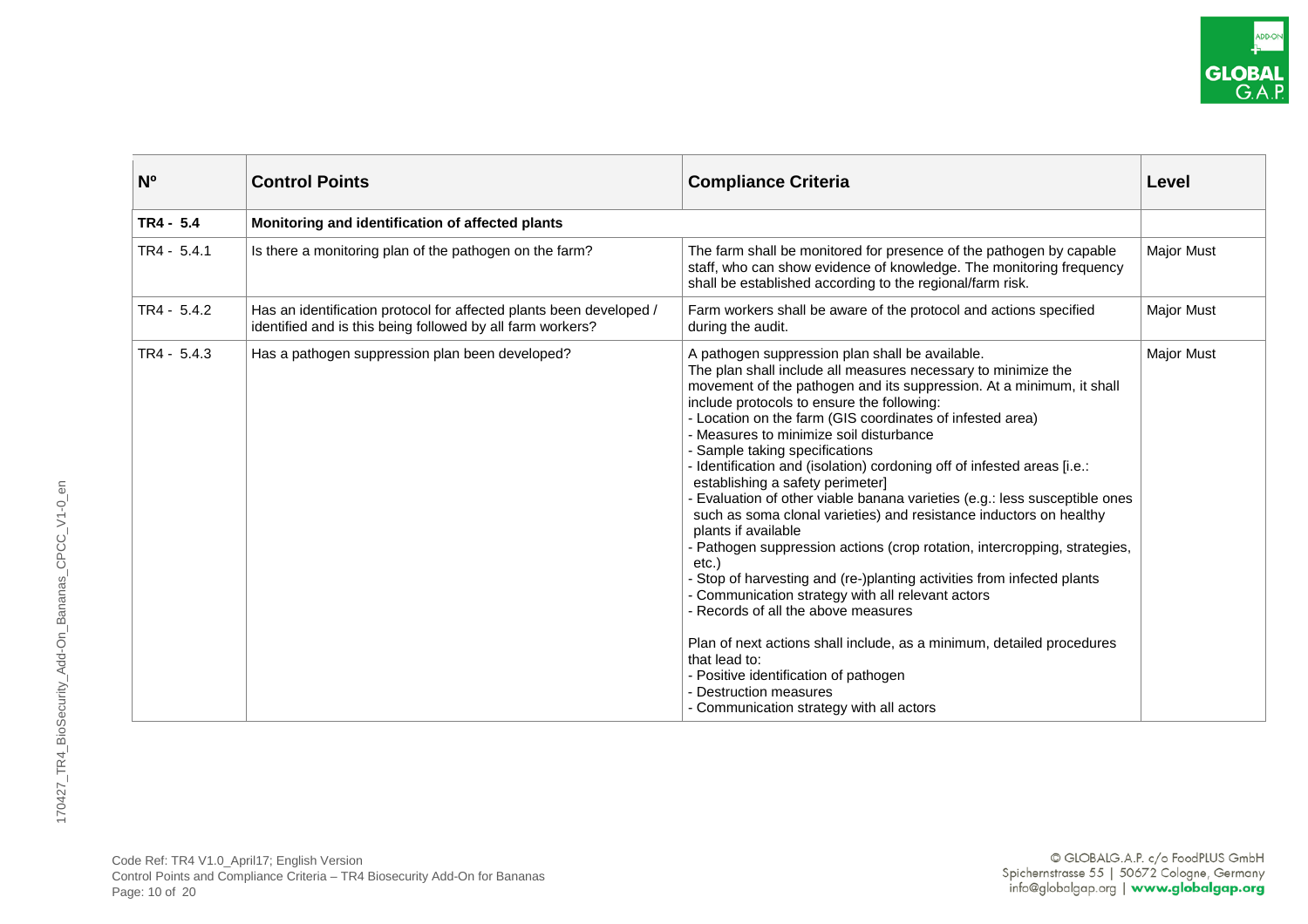| Nº | Control Points | Compliance Criteria | Level |
|---|---|---|---|
| **TR4 - 5.4** | **Monitoring and identification of affected plants** | | |
| TR4 - 5.4.1 | Is there a monitoring plan of the pathogen on the farm? | The farm shall be monitored for presence of the pathogen by capable staff, who can show evidence of knowledge. The monitoring frequency shall be established according to the regional/farm risk. | Major Must |
| TR4 - 5.4.2 | Has an identification protocol for affected plants been developed / identified and is this being followed by all farm workers? | Farm workers shall be aware of the protocol and actions specified during the audit. | Major Must |
| TR4 - 5.4.3 | Has a pathogen suppression plan been developed? | A pathogen suppression plan shall be available.<br>The plan shall include all measures necessary to minimize the movement of the pathogen and its suppression. At a minimum, it shall include protocols to ensure the following:<br>- Location on the farm (GIS coordinates of infested area)<br>- Measures to minimize soil disturbance<br>- Sample taking specifications<br>- Identification and (isolation) cordoning off of infested areas [i.e.: establishing a safety perimeter]<br>- Evaluation of other viable banana varieties (e.g.: less susceptible ones such as soma clonal varieties) and resistance inductors on healthy plants if available<br>- Pathogen suppression actions (crop rotation, intercropping, strategies, etc.)<br>- Stop of harvesting and (re-)planting activities from infected plants<br>- Communication strategy with all relevant actors<br>- Records of all the above measures<br><br>Plan of next actions shall include, as a minimum, detailed procedures that lead to:<br>- Positive identification of pathogen<br>- Destruction measures<br>- Communication strategy with all actors | Major Must |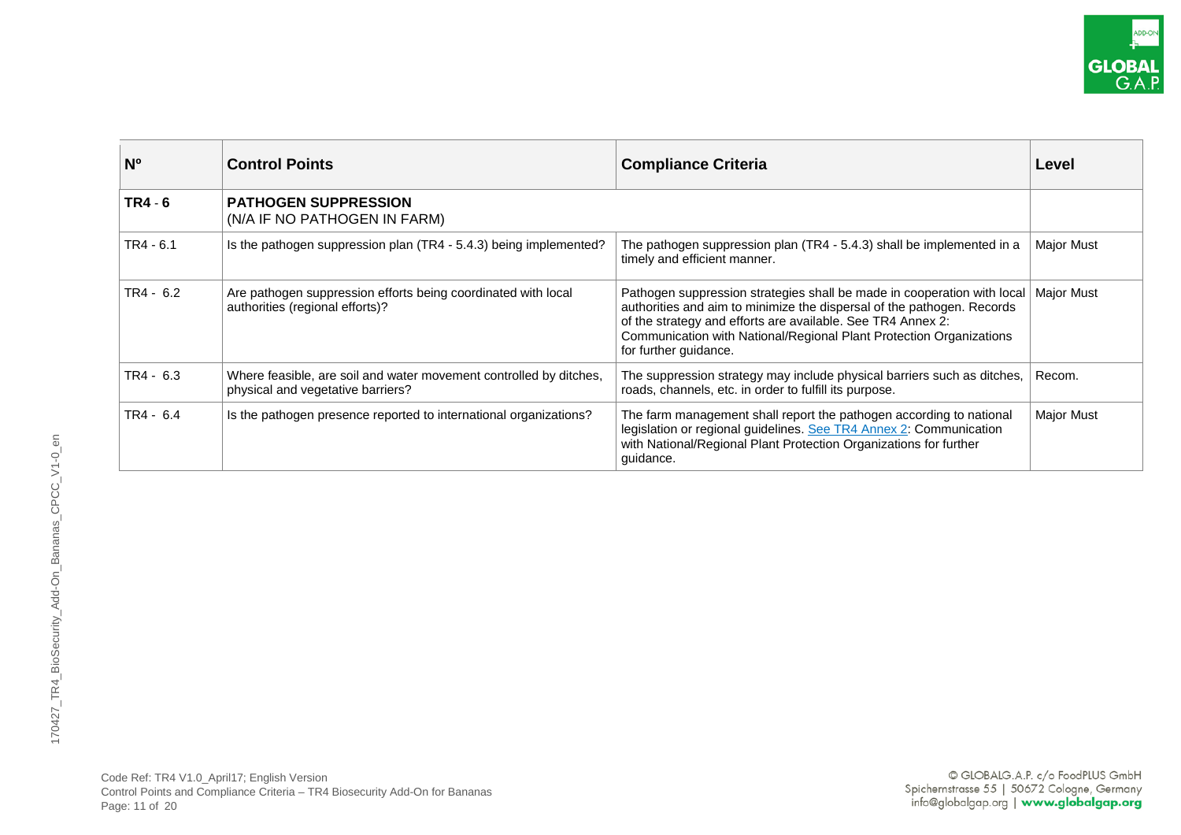| Nº | Control Points | Compliance Criteria | Level |
|---|---|---|---|
| **TR4 - 6** | **PATHOGEN SUPPRESSION** (N/A IF NO PATHOGEN IN FARM) | | |
| TR4 - 6.1 | Is the pathogen suppression plan (TR4 - 5.4.3) being implemented? | The pathogen suppression plan (TR4 - 5.4.3) shall be implemented in a timely and efficient manner. | Major Must |
| TR4 - 6.2 | Are pathogen suppression efforts being coordinated with local authorities (regional efforts)? | Pathogen suppression strategies shall be made in cooperation with local authorities and aim to minimize the dispersal of the pathogen. Records of the strategy and efforts are available. See TR4 Annex 2: Communication with National/Regional Plant Protection Organizations for further guidance. | Major Must |
| TR4 - 6.3 | Where feasible, are soil and water movement controlled by ditches, physical and vegetative barriers? | The suppression strategy may include physical barriers such as ditches, roads, channels, etc. in order to fulfill its purpose. | Recom. |
| TR4 - 6.4 | Is the pathogen presence reported to international organizations? | The farm management shall report the pathogen according to national legislation or regional guidelines. See TR4 Annex 2: Communication with National/Regional Plant Protection Organizations for further guidance. | Major Must |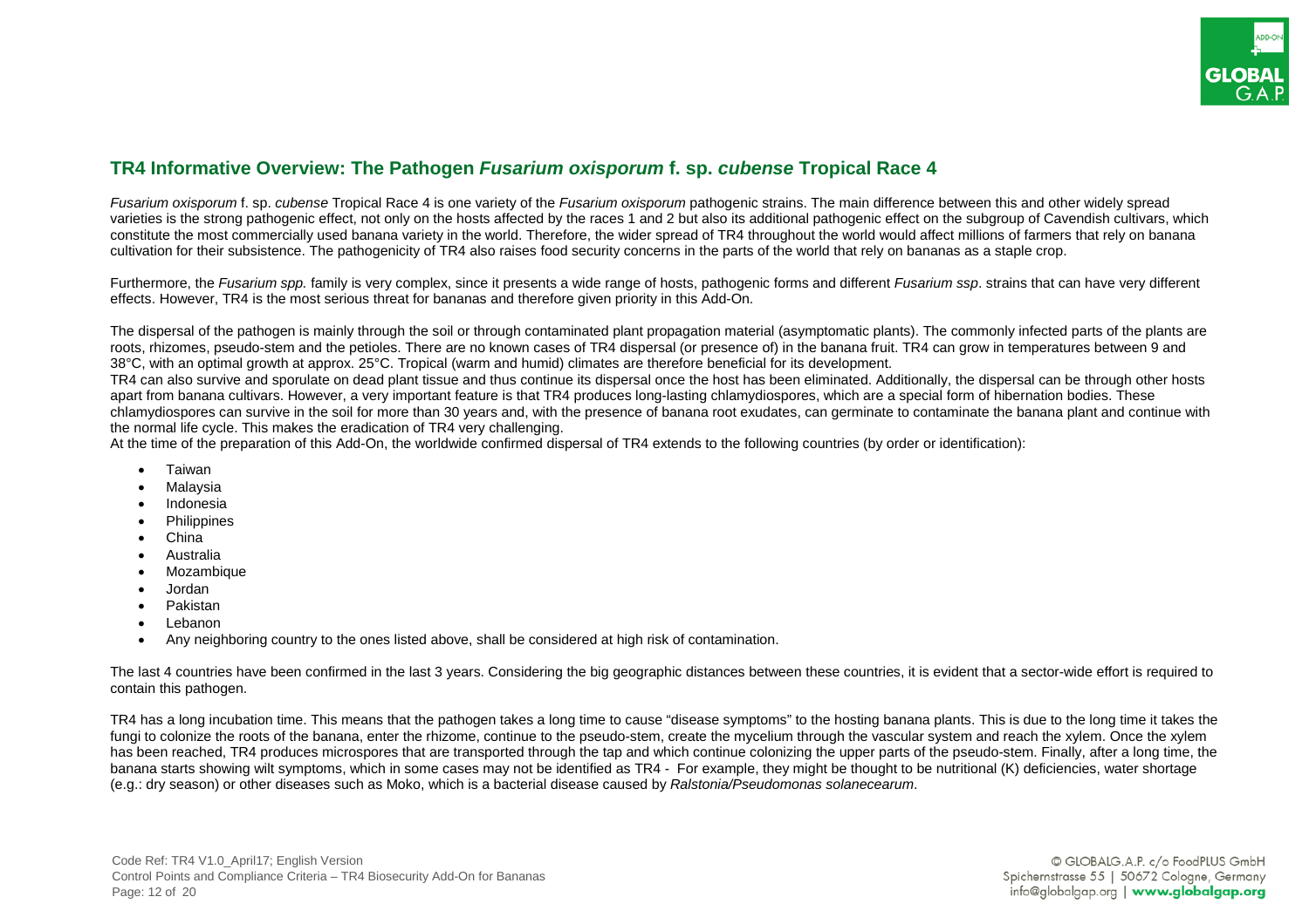## TR4 Informative Overview: The Pathogen *Fusarium oxisporum* f. sp. *cubense* Tropical Race 4

*Fusarium oxisporum* f. sp. *cubense* Tropical Race 4 is one variety of the *Fusarium oxisporum* pathogenic strains. The main difference between this and other widely spread varieties is the strong pathogenic effect, not only on the hosts affected by the races 1 and 2 but also its additional pathogenic effect on the subgroup of Cavendish cultivars, which constitute the most commercially used banana variety in the world. Therefore, the wider spread of TR4 throughout the world would affect millions of farmers that rely on banana cultivation for their subsistence. The pathogenicity of TR4 also raises food security concerns in the parts of the world that rely on bananas as a staple crop.

Furthermore, the *Fusarium spp.* family is very complex, since it presents a wide range of hosts, pathogenic forms and different *Fusarium ssp*. strains that can have very different effects. However, TR4 is the most serious threat for bananas and therefore given priority in this Add-On.

The dispersal of the pathogen is mainly through the soil or through contaminated plant propagation material (asymptomatic plants). The commonly infected parts of the plants are roots, rhizomes, pseudo-stem and the petioles. There are no known cases of TR4 dispersal (or presence of) in the banana fruit. TR4 can grow in temperatures between 9 and 38°C, with an optimal growth at approx. 25°C. Tropical (warm and humid) climates are therefore beneficial for its development.
TR4 can also survive and sporulate on dead plant tissue and thus continue its dispersal once the host has been eliminated. Additionally, the dispersal can be through other hosts apart from banana cultivars. However, a very important feature is that TR4 produces long-lasting chlamydiospores, which are a special form of hibernation bodies. These chlamydiospores can survive in the soil for more than 30 years and, with the presence of banana root exudates, can germinate to contaminate the banana plant and continue with the normal life cycle. This makes the eradication of TR4 very challenging.
At the time of the preparation of this Add-On, the worldwide confirmed dispersal of TR4 extends to the following countries (by order or identification):

- Taiwan
- Malaysia
- Indonesia
- Philippines
- China
- Australia
- Mozambique
- Jordan
- Pakistan
- Lebanon
- Any neighboring country to the ones listed above, shall be considered at high risk of contamination.

The last 4 countries have been confirmed in the last 3 years. Considering the big geographic distances between these countries, it is evident that a sector-wide effort is required to contain this pathogen.

TR4 has a long incubation time. This means that the pathogen takes a long time to cause "disease symptoms" to the hosting banana plants. This is due to the long time it takes the fungi to colonize the roots of the banana, enter the rhizome, continue to the pseudo-stem, create the mycelium through the vascular system and reach the xylem. Once the xylem has been reached, TR4 produces microspores that are transported through the tap and which continue colonizing the upper parts of the pseudo-stem. Finally, after a long time, the banana starts showing wilt symptoms, which in some cases may not be identified as TR4 - For example, they might be thought to be nutritional (K) deficiencies, water shortage (e.g.: dry season) or other diseases such as Moko, which is a bacterial disease caused by *Ralstonia/Pseudomonas solanecearum*.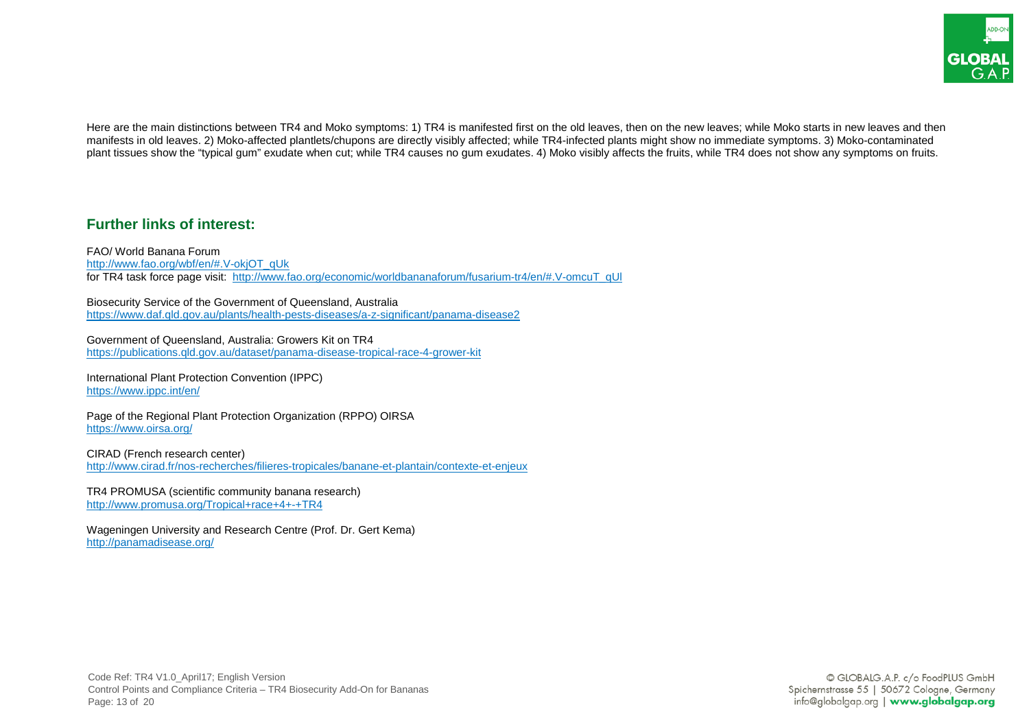Here are the main distinctions between TR4 and Moko symptoms: 1) TR4 is manifested first on the old leaves, then on the new leaves; while Moko starts in new leaves and then manifests in old leaves. 2) Moko-affected plantlets/chupons are directly visibly affected; while TR4-infected plants might show no immediate symptoms. 3) Moko-contaminated plant tissues show the "typical gum" exudate when cut; while TR4 causes no gum exudates. 4) Moko visibly affects the fruits, while TR4 does not show any symptoms on fruits.

## Further links of interest:

FAO/ World Banana Forum
http://www.fao.org/wbf/en/#.V-okjOT_qUk
for TR4 task force page visit: http://www.fao.org/economic/worldbananaforum/fusarium-tr4/en/#.V-omcuT_qUl

Biosecurity Service of the Government of Queensland, Australia
https://www.daf.qld.gov.au/plants/health-pests-diseases/a-z-significant/panama-disease2

Government of Queensland, Australia: Growers Kit on TR4
https://publications.qld.gov.au/dataset/panama-disease-tropical-race-4-grower-kit

International Plant Protection Convention (IPPC)
https://www.ippc.int/en/

Page of the Regional Plant Protection Organization (RPPO) OIRSA
https://www.oirsa.org/

CIRAD (French research center)
http://www.cirad.fr/nos-recherches/filieres-tropicales/banane-et-plantain/contexte-et-enjeux

TR4 PROMUSA (scientific community banana research)
http://www.promusa.org/Tropical+race+4+-+TR4

Wageningen University and Research Centre (Prof. Dr. Gert Kema)
http://panamadisease.org/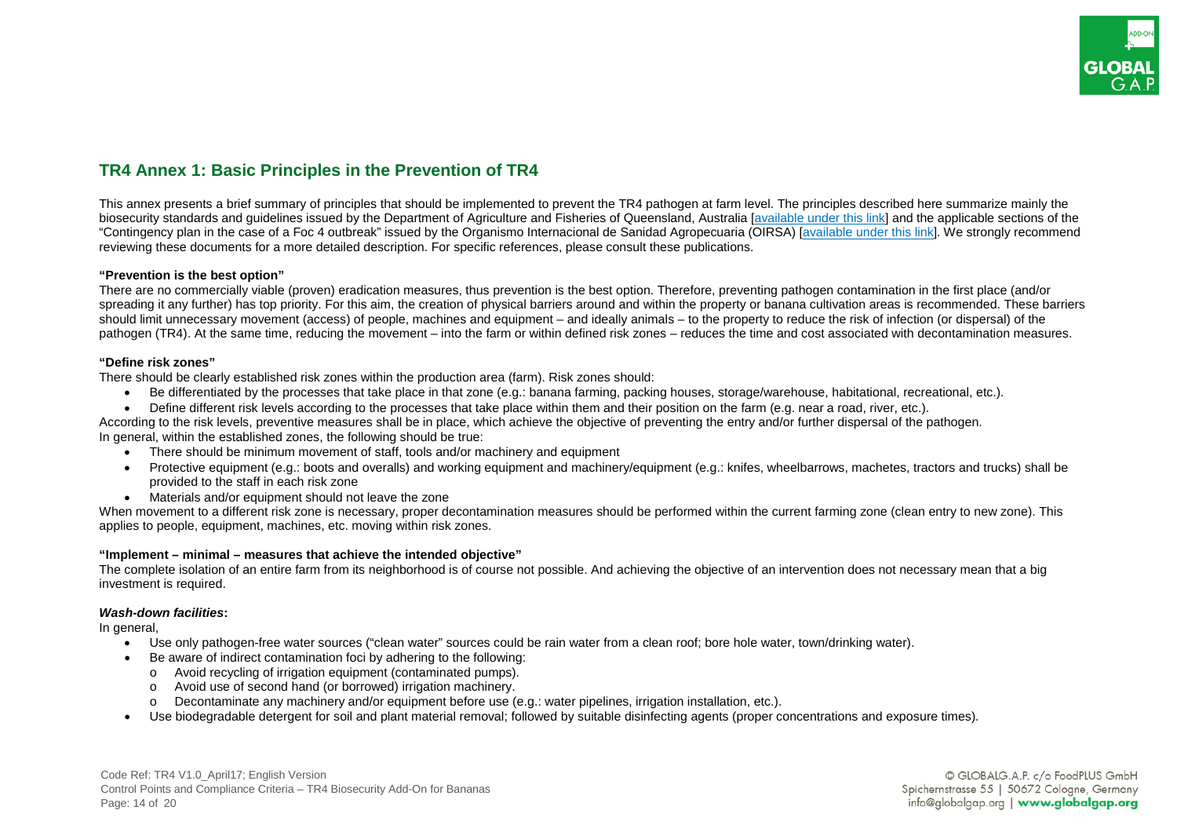## TR4 Annex 1: Basic Principles in the Prevention of TR4

This annex presents a brief summary of principles that should be implemented to prevent the TR4 pathogen at farm level. The principles described here summarize mainly the biosecurity standards and guidelines issued by the Department of Agriculture and Fisheries of Queensland, Australia [available under this link] and the applicable sections of the "Contingency plan in the case of a Foc 4 outbreak" issued by the Organismo Internacional de Sanidad Agropecuaria (OIRSA) [available under this link]. We strongly recommend reviewing these documents for a more detailed description. For specific references, please consult these publications.

**"Prevention is the best option"**

There are no commercially viable (proven) eradication measures, thus prevention is the best option. Therefore, preventing pathogen contamination in the first place (and/or spreading it any further) has top priority. For this aim, the creation of physical barriers around and within the property or banana cultivation areas is recommended. These barriers should limit unnecessary movement (access) of people, machines and equipment – and ideally animals – to the property to reduce the risk of infection (or dispersal) of the pathogen (TR4). At the same time, reducing the movement – into the farm or within defined risk zones – reduces the time and cost associated with decontamination measures.

**"Define risk zones"**

There should be clearly established risk zones within the production area (farm). Risk zones should:

- Be differentiated by the processes that take place in that zone (e.g.: banana farming, packing houses, storage/warehouse, habitational, recreational, etc.).
- Define different risk levels according to the processes that take place within them and their position on the farm (e.g. near a road, river, etc.).

According to the risk levels, preventive measures shall be in place, which achieve the objective of preventing the entry and/or further dispersal of the pathogen.
In general, within the established zones, the following should be true:

- There should be minimum movement of staff, tools and/or machinery and equipment
- Protective equipment (e.g.: boots and overalls) and working equipment and machinery/equipment (e.g.: knifes, wheelbarrows, machetes, tractors and trucks) shall be provided to the staff in each risk zone
- Materials and/or equipment should not leave the zone

When movement to a different risk zone is necessary, proper decontamination measures should be performed within the current farming zone (clean entry to new zone). This applies to people, equipment, machines, etc. moving within risk zones.

**"Implement – minimal – measures that achieve the intended objective"**

The complete isolation of an entire farm from its neighborhood is of course not possible. And achieving the objective of an intervention does not necessary mean that a big investment is required.

***Wash-down facilities*:**

In general,

- Use only pathogen-free water sources ("clean water" sources could be rain water from a clean roof; bore hole water, town/drinking water).
- Be aware of indirect contamination foci by adhering to the following:
  - Avoid recycling of irrigation equipment (contaminated pumps).
  - Avoid use of second hand (or borrowed) irrigation machinery.
  - Decontaminate any machinery and/or equipment before use (e.g.: water pipelines, irrigation installation, etc.).
- Use biodegradable detergent for soil and plant material removal; followed by suitable disinfecting agents (proper concentrations and exposure times).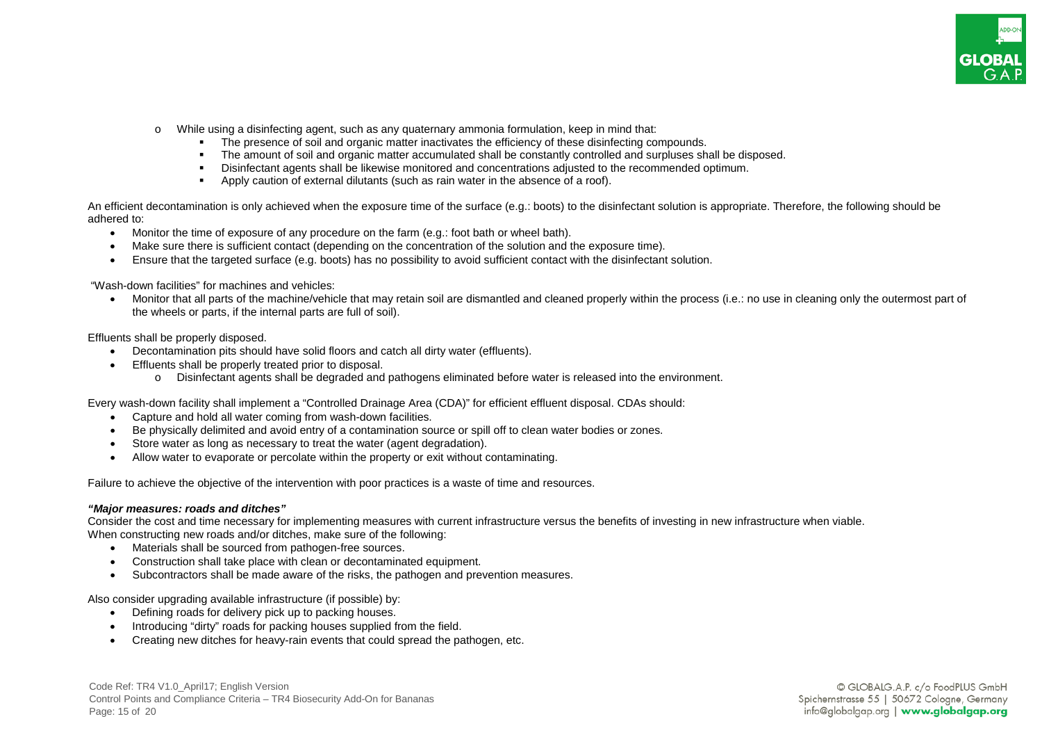- While using a disinfecting agent, such as any quaternary ammonia formulation, keep in mind that:
  - The presence of soil and organic matter inactivates the efficiency of these disinfecting compounds.
  - The amount of soil and organic matter accumulated shall be constantly controlled and surpluses shall be disposed.
  - Disinfectant agents shall be likewise monitored and concentrations adjusted to the recommended optimum.
  - Apply caution of external dilutants (such as rain water in the absence of a roof).

An efficient decontamination is only achieved when the exposure time of the surface (e.g.: boots) to the disinfectant solution is appropriate. Therefore, the following should be adhered to:

- Monitor the time of exposure of any procedure on the farm (e.g.: foot bath or wheel bath).
- Make sure there is sufficient contact (depending on the concentration of the solution and the exposure time).
- Ensure that the targeted surface (e.g. boots) has no possibility to avoid sufficient contact with the disinfectant solution.

"Wash-down facilities" for machines and vehicles:

- Monitor that all parts of the machine/vehicle that may retain soil are dismantled and cleaned properly within the process (i.e.: no use in cleaning only the outermost part of the wheels or parts, if the internal parts are full of soil).

Effluents shall be properly disposed.

- Decontamination pits should have solid floors and catch all dirty water (effluents).
- Effluents shall be properly treated prior to disposal.
  - Disinfectant agents shall be degraded and pathogens eliminated before water is released into the environment.

Every wash-down facility shall implement a "Controlled Drainage Area (CDA)" for efficient effluent disposal. CDAs should:

- Capture and hold all water coming from wash-down facilities.
- Be physically delimited and avoid entry of a contamination source or spill off to clean water bodies or zones.
- Store water as long as necessary to treat the water (agent degradation).
- Allow water to evaporate or percolate within the property or exit without contaminating.

Failure to achieve the objective of the intervention with poor practices is a waste of time and resources.

***"Major measures: roads and ditches"***

Consider the cost and time necessary for implementing measures with current infrastructure versus the benefits of investing in new infrastructure when viable.
When constructing new roads and/or ditches, make sure of the following:

- Materials shall be sourced from pathogen-free sources.
- Construction shall take place with clean or decontaminated equipment.
- Subcontractors shall be made aware of the risks, the pathogen and prevention measures.

Also consider upgrading available infrastructure (if possible) by:

- Defining roads for delivery pick up to packing houses.
- Introducing "dirty" roads for packing houses supplied from the field.
- Creating new ditches for heavy-rain events that could spread the pathogen, etc.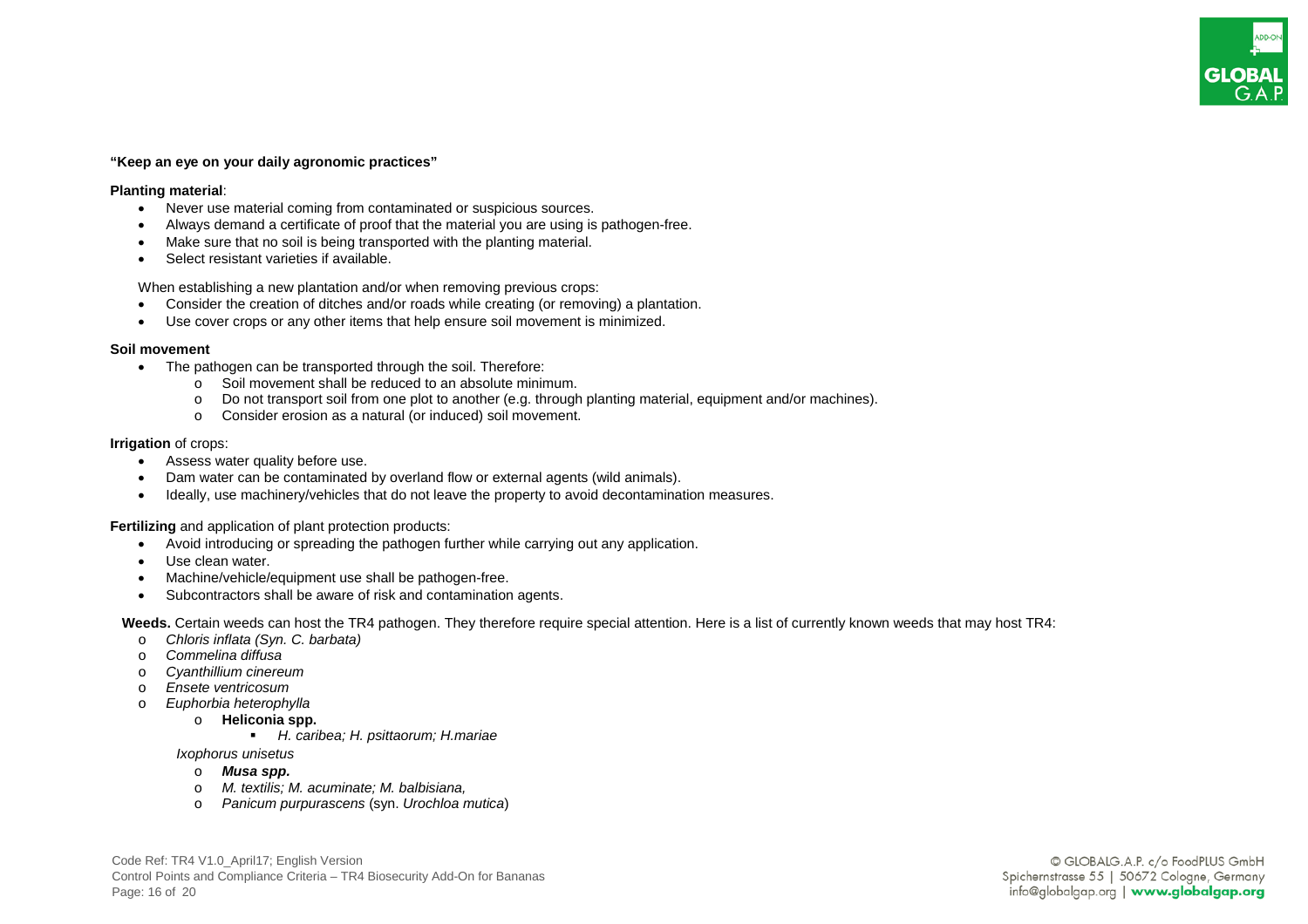**"Keep an eye on your daily agronomic practices"**

**Planting material**:

- Never use material coming from contaminated or suspicious sources.
- Always demand a certificate of proof that the material you are using is pathogen-free.
- Make sure that no soil is being transported with the planting material.
- Select resistant varieties if available.

When establishing a new plantation and/or when removing previous crops:

- Consider the creation of ditches and/or roads while creating (or removing) a plantation.
- Use cover crops or any other items that help ensure soil movement is minimized.

**Soil movement**

- The pathogen can be transported through the soil. Therefore:
    - Soil movement shall be reduced to an absolute minimum.
    - Do not transport soil from one plot to another (e.g. through planting material, equipment and/or machines).
    - Consider erosion as a natural (or induced) soil movement.

**Irrigation** of crops:

- Assess water quality before use.
- Dam water can be contaminated by overland flow or external agents (wild animals).
- Ideally, use machinery/vehicles that do not leave the property to avoid decontamination measures.

**Fertilizing** and application of plant protection products:

- Avoid introducing or spreading the pathogen further while carrying out any application.
- Use clean water.
- Machine/vehicle/equipment use shall be pathogen-free.
- Subcontractors shall be aware of risk and contamination agents.

**Weeds.** Certain weeds can host the TR4 pathogen. They therefore require special attention. Here is a list of currently known weeds that may host TR4:

- *Chloris inflata (Syn. C. barbata)*
- *Commelina diffusa*
- *Cyanthillium cinereum*
- *Ensete ventricosum*
- *Euphorbia heterophylla*
    - **Heliconia spp.**
        - *H. caribea; H. psittaorum; H.mariae*

*Ixophorus unisetus*

- ***Musa spp.***
- *M. textilis; M. acuminate; M. balbisiana,*
- *Panicum purpurascens* (syn. *Urochloa mutica*)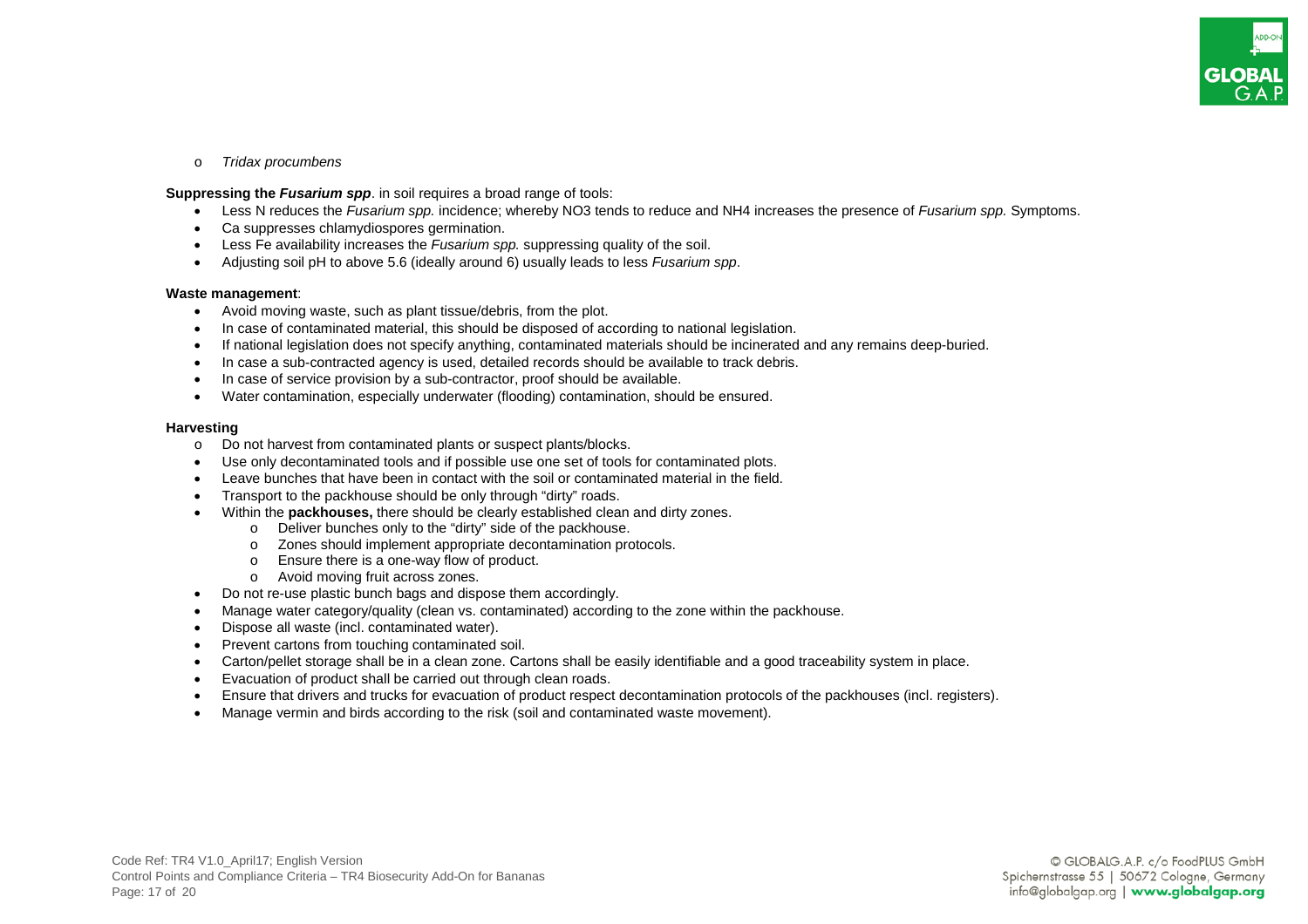- *Tridax procumbens*

**Suppressing the *Fusarium spp*.** in soil requires a broad range of tools:

- Less N reduces the *Fusarium spp.* incidence; whereby $NO_3$ tends to reduce and $NH_4$ increases the presence of *Fusarium spp.* Symptoms.
- Ca suppresses chlamydiospores germination.
- Less Fe availability increases the *Fusarium spp.* suppressing quality of the soil.
- Adjusting soil pH to above 5.6 (ideally around 6) usually leads to less *Fusarium spp*.

**Waste management**:

- Avoid moving waste, such as plant tissue/debris, from the plot.
- In case of contaminated material, this should be disposed of according to national legislation.
- If national legislation does not specify anything, contaminated materials should be incinerated and any remains deep-buried.
- In case a sub-contracted agency is used, detailed records should be available to track debris.
- In case of service provision by a sub-contractor, proof should be available.
- Water contamination, especially underwater (flooding) contamination, should be ensured.

**Harvesting**

- Do not harvest from contaminated plants or suspect plants/blocks.
- Use only decontaminated tools and if possible use one set of tools for contaminated plots.
- Leave bunches that have been in contact with the soil or contaminated material in the field.
- Transport to the packhouse should be only through "dirty" roads.
- Within the **packhouses,** there should be clearly established clean and dirty zones.
  - Deliver bunches only to the "dirty" side of the packhouse.
  - Zones should implement appropriate decontamination protocols.
  - Ensure there is a one-way flow of product.
  - Avoid moving fruit across zones.
- Do not re-use plastic bunch bags and dispose them accordingly.
- Manage water category/quality (clean vs. contaminated) according to the zone within the packhouse.
- Dispose all waste (incl. contaminated water).
- Prevent cartons from touching contaminated soil.
- Carton/pellet storage shall be in a clean zone. Cartons shall be easily identifiable and a good traceability system in place.
- Evacuation of product shall be carried out through clean roads.
- Ensure that drivers and trucks for evacuation of product respect decontamination protocols of the packhouses (incl. registers).
- Manage vermin and birds according to the risk (soil and contaminated waste movement).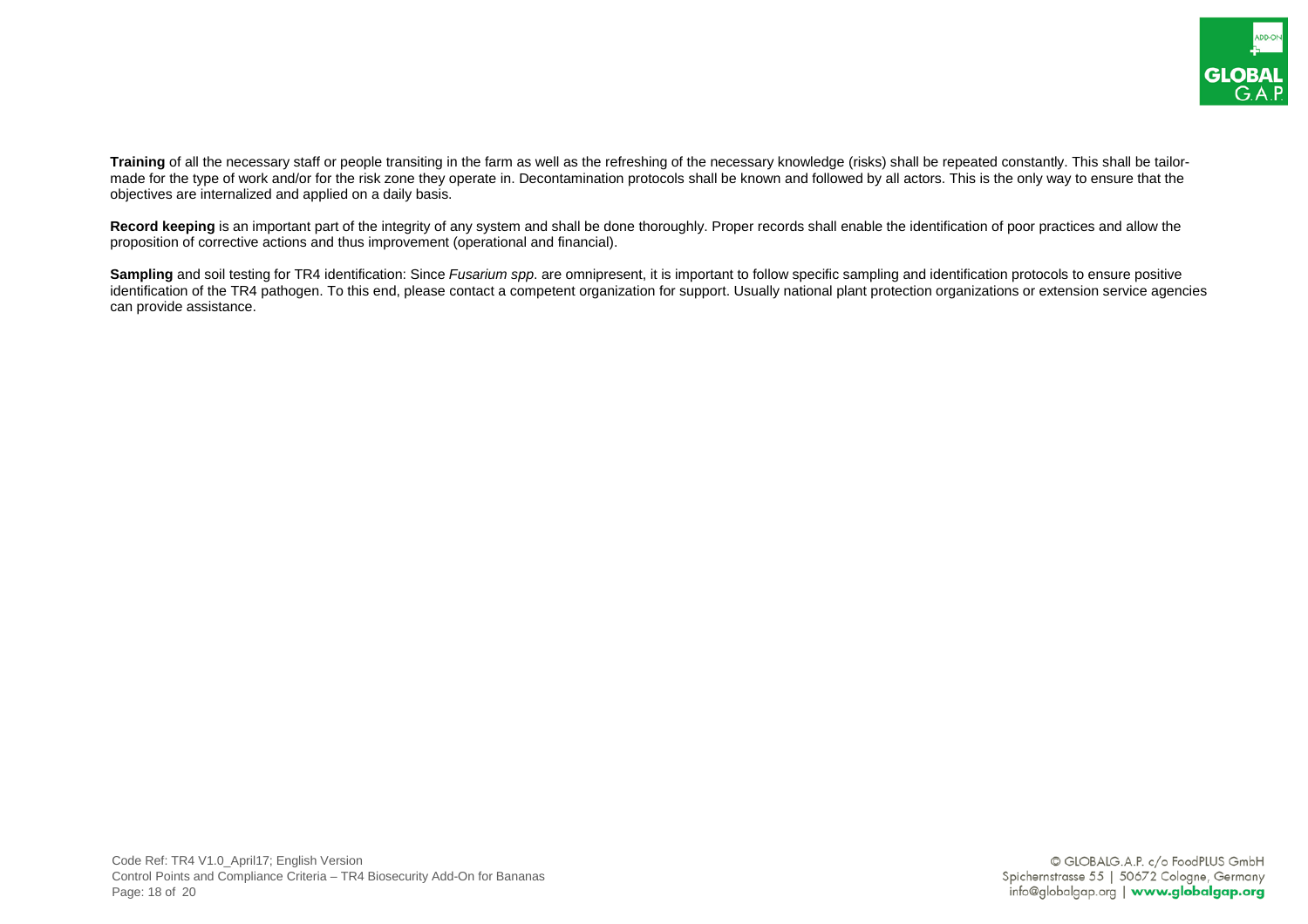**Training** of all the necessary staff or people transiting in the farm as well as the refreshing of the necessary knowledge (risks) shall be repeated constantly. This shall be tailor-made for the type of work and/or for the risk zone they operate in. Decontamination protocols shall be known and followed by all actors. This is the only way to ensure that the objectives are internalized and applied on a daily basis.

**Record keeping** is an important part of the integrity of any system and shall be done thoroughly. Proper records shall enable the identification of poor practices and allow the proposition of corrective actions and thus improvement (operational and financial).

**Sampling** and soil testing for TR4 identification: Since *Fusarium spp*. are omnipresent, it is important to follow specific sampling and identification protocols to ensure positive identification of the TR4 pathogen. To this end, please contact a competent organization for support. Usually national plant protection organizations or extension service agencies can provide assistance.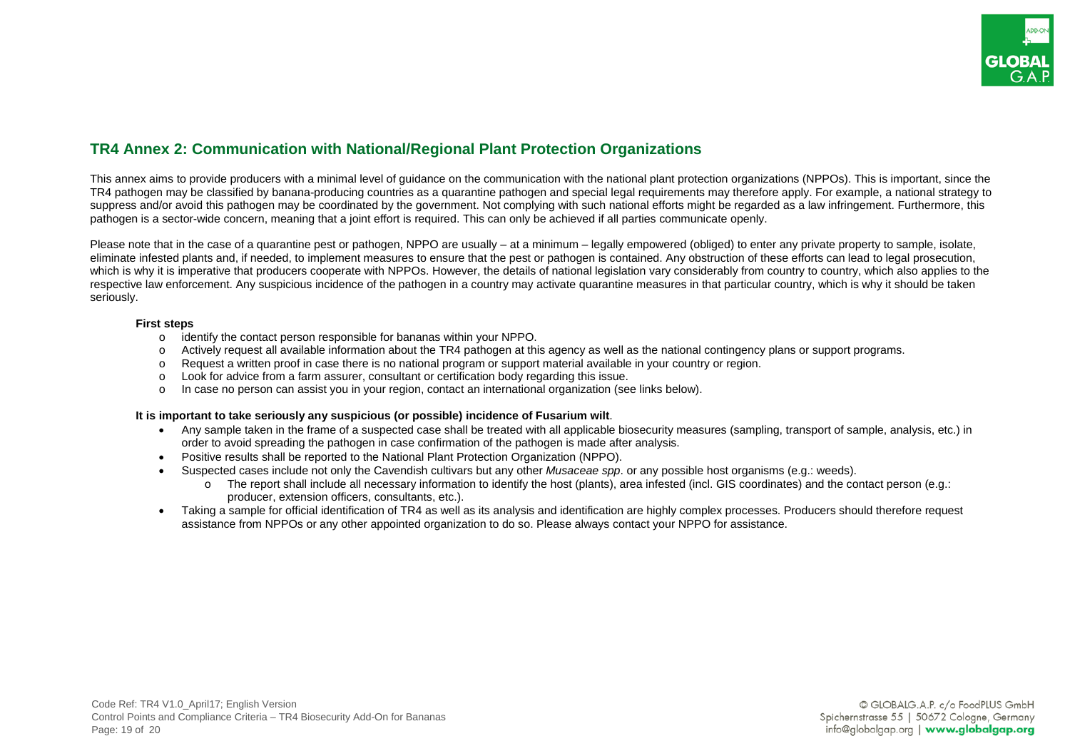## TR4 Annex 2: Communication with National/Regional Plant Protection Organizations

This annex aims to provide producers with a minimal level of guidance on the communication with the national plant protection organizations (NPPOs). This is important, since the TR4 pathogen may be classified by banana-producing countries as a quarantine pathogen and special legal requirements may therefore apply. For example, a national strategy to suppress and/or avoid this pathogen may be coordinated by the government. Not complying with such national efforts might be regarded as a law infringement. Furthermore, this pathogen is a sector-wide concern, meaning that a joint effort is required. This can only be achieved if all parties communicate openly.

Please note that in the case of a quarantine pest or pathogen, NPPO are usually – at a minimum – legally empowered (obliged) to enter any private property to sample, isolate, eliminate infested plants and, if needed, to implement measures to ensure that the pest or pathogen is contained. Any obstruction of these efforts can lead to legal prosecution, which is why it is imperative that producers cooperate with NPPOs. However, the details of national legislation vary considerably from country to country, which also applies to the respective law enforcement. Any suspicious incidence of the pathogen in a country may activate quarantine measures in that particular country, which is why it should be taken seriously.

**First steps**

- identify the contact person responsible for bananas within your NPPO.
- Actively request all available information about the TR4 pathogen at this agency as well as the national contingency plans or support programs.
- Request a written proof in case there is no national program or support material available in your country or region.
- Look for advice from a farm assurer, consultant or certification body regarding this issue.
- In case no person can assist you in your region, contact an international organization (see links below).

**It is important to take seriously any suspicious (or possible) incidence of Fusarium wilt**.

- Any sample taken in the frame of a suspected case shall be treated with all applicable biosecurity measures (sampling, transport of sample, analysis, etc.) in order to avoid spreading the pathogen in case confirmation of the pathogen is made after analysis.
- Positive results shall be reported to the National Plant Protection Organization (NPPO).
- Suspected cases include not only the Cavendish cultivars but any other *Musaceae spp*. or any possible host organisms (e.g.: weeds).
  - The report shall include all necessary information to identify the host (plants), area infested (incl. GIS coordinates) and the contact person (e.g.: producer, extension officers, consultants, etc.).
- Taking a sample for official identification of TR4 as well as its analysis and identification are highly complex processes. Producers should therefore request assistance from NPPOs or any other appointed organization to do so. Please always contact your NPPO for assistance.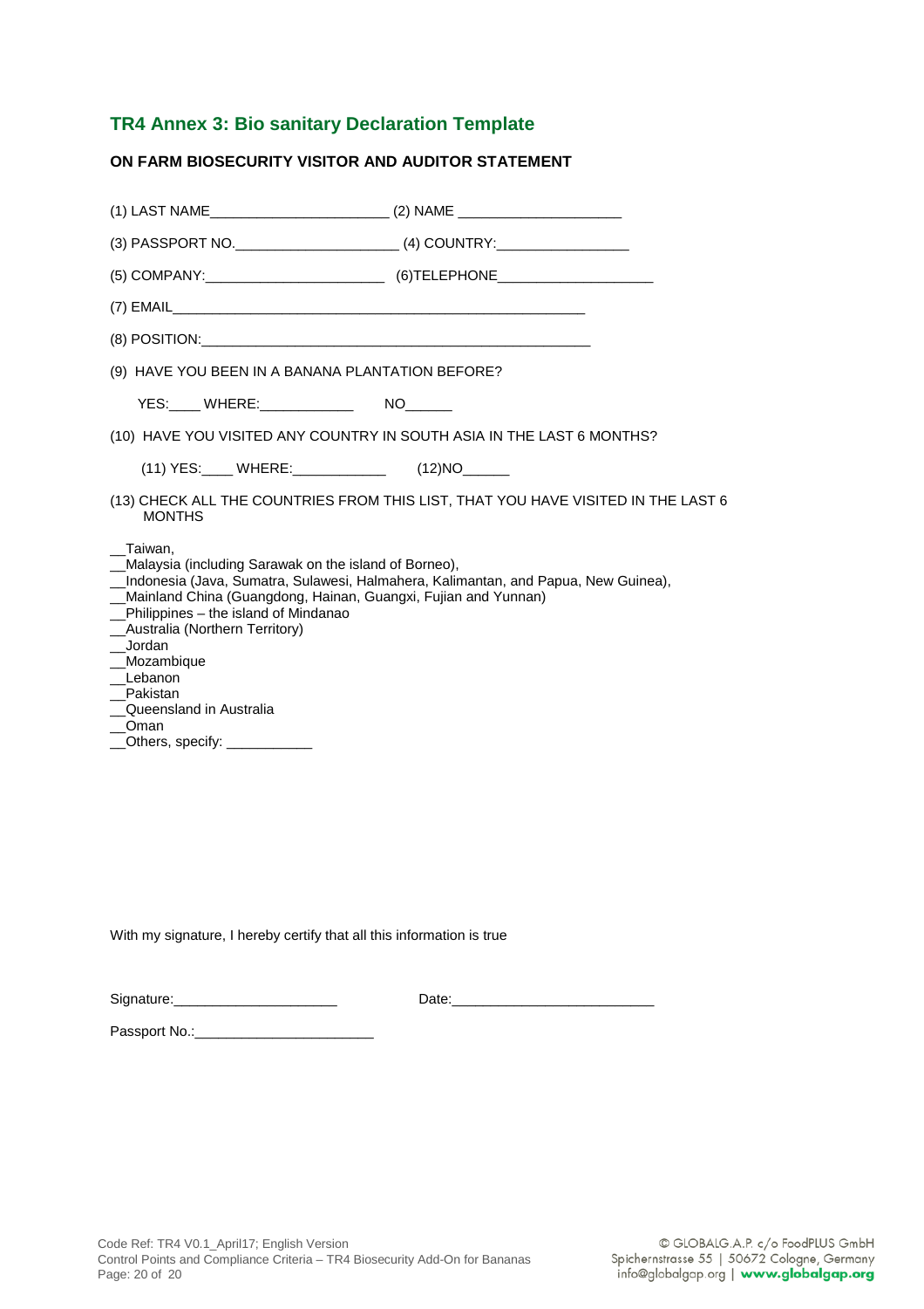## TR4 Annex 3: Bio sanitary Declaration Template

**ON FARM BIOSECURITY VISITOR AND AUDITOR STATEMENT**

(1) LAST NAME______________________ (2) NAME ____________________

(3) PASSPORT NO.____________________ (4) COUNTRY:________________

(5) COMPANY:______________________ (6)TELEPHONE___________________

(7) EMAIL___________________________________________________

(8) POSITION:_________________________________________________

(9) HAVE YOU BEEN IN A BANANA PLANTATION BEFORE?

YES:____ WHERE:___________ NO______

(10) HAVE YOU VISITED ANY COUNTRY IN SOUTH ASIA IN THE LAST 6 MONTHS?

(11) YES:____ WHERE:___________ (12)NO______

(13) CHECK ALL THE COUNTRIES FROM THIS LIST, THAT YOU HAVE VISITED IN THE LAST 6 MONTHS

__Taiwan,
__Malaysia (including Sarawak on the island of Borneo),
__Indonesia (Java, Sumatra, Sulawesi, Halmahera, Kalimantan, and Papua, New Guinea),
__Mainland China (Guangdong, Hainan, Guangxi, Fujian and Yunnan)
__Philippines – the island of Mindanao
__Australia (Northern Territory)
__Jordan
__Mozambique
__Lebanon
__Pakistan
__Queensland in Australia
__Oman
__Others, specify: ___________

With my signature, I hereby certify that all this information is true

Signature:____________________ Date:________________________

Passport No.:______________________